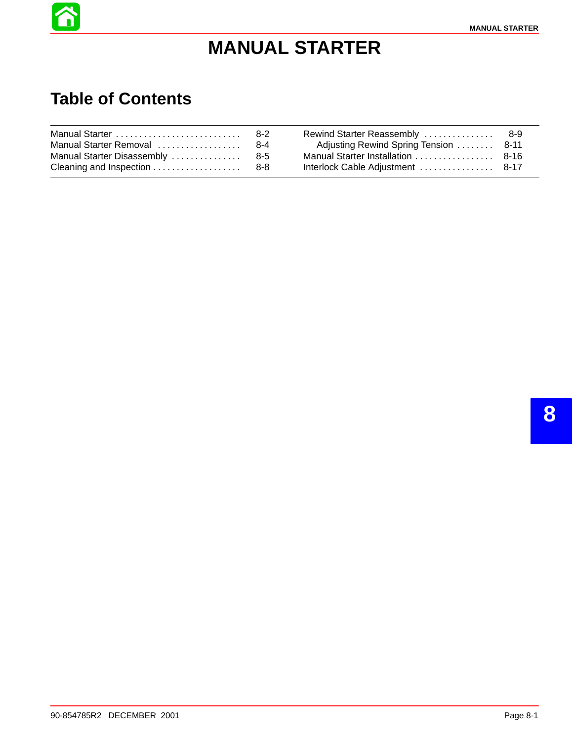# MANUAL STARTER

## Table of Contents

| | | | |
|---|---|---|---|
| Manual Starter | 8-2 | Rewind Starter Reassembly | 8-9 |
| Manual Starter Removal | 8-4 | Adjusting Rewind Spring Tension | 8-11 |
| Manual Starter Disassembly | 8-5 | Manual Starter Installation | 8-16 |
| Cleaning and Inspection | 8-8 | Interlock Cable Adjustment | 8-17 |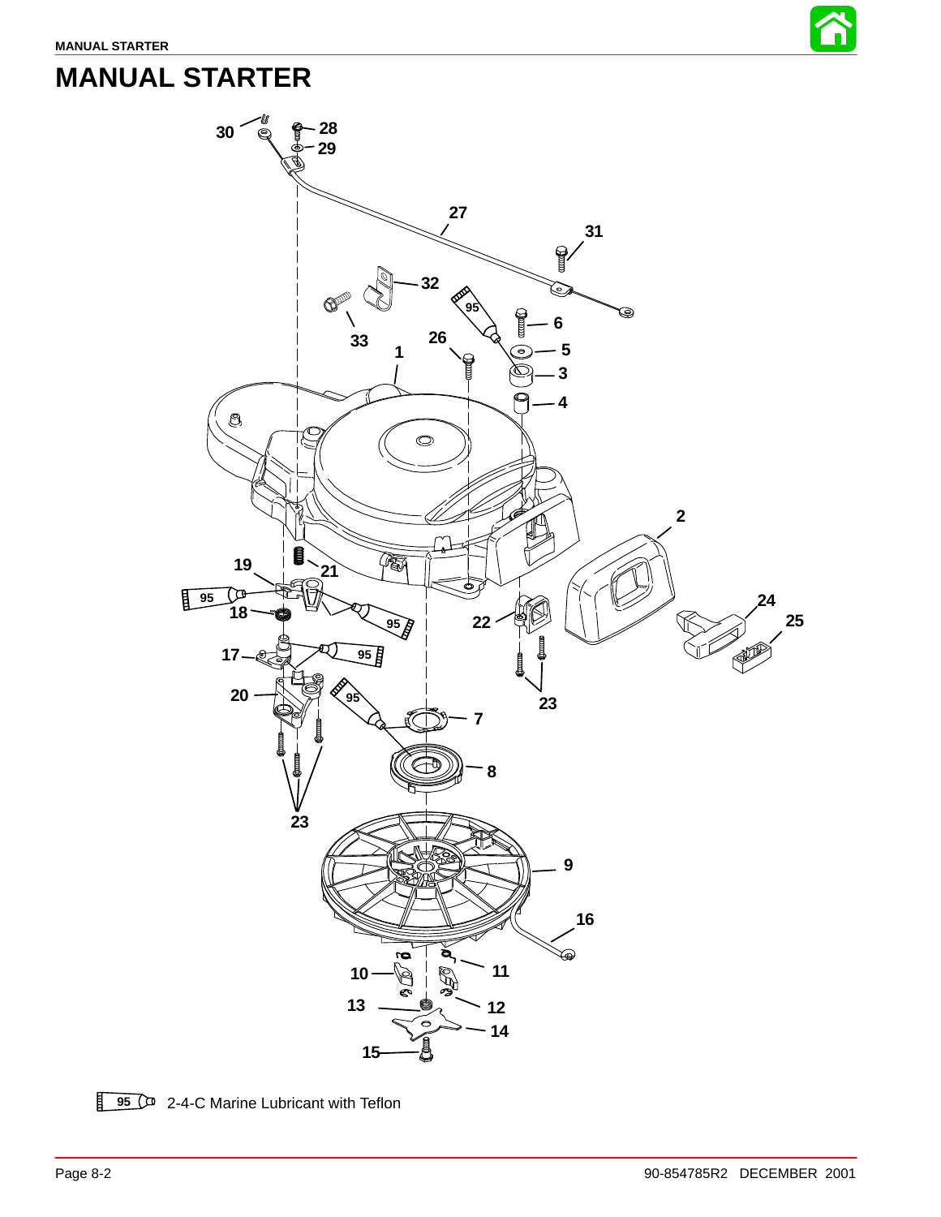# MANUAL STARTER

95 2-4-C Marine Lubricant with Teflon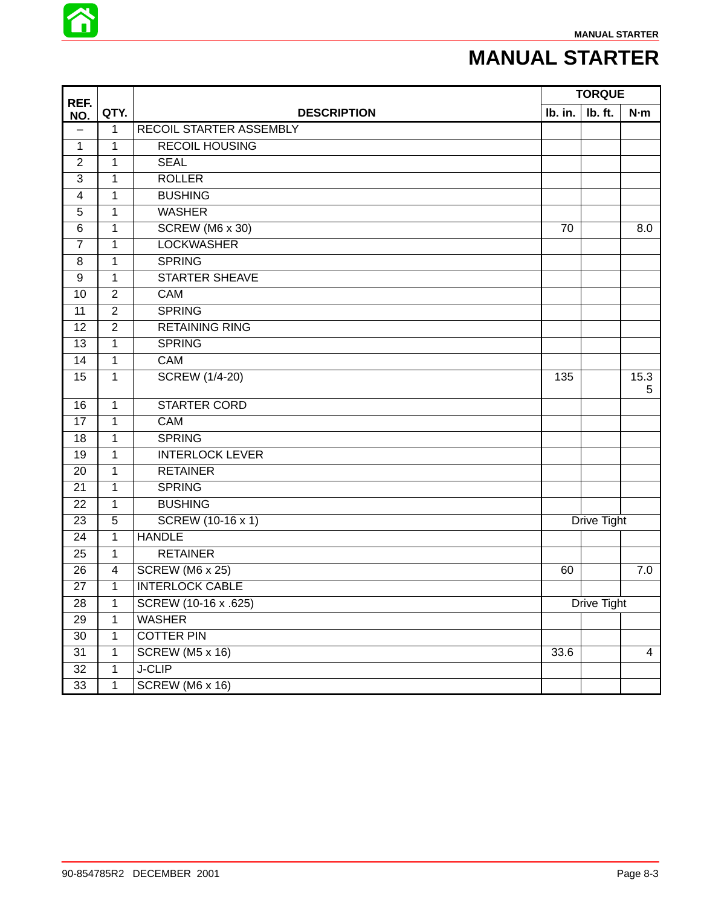# MANUAL STARTER

| REF. NO. | QTY. | DESCRIPTION | TORQUE | | |
|---|---|---|---|---|---|
| | | | lb. in. | lb. ft. | N·m |
| – | 1 | RECOIL STARTER ASSEMBLY | | | |
| 1 | 1 | RECOIL HOUSING | | | |
| 2 | 1 | SEAL | | | |
| 3 | 1 | ROLLER | | | |
| 4 | 1 | BUSHING | | | |
| 5 | 1 | WASHER | | | |
| 6 | 1 | SCREW (M6 x 30) | 70 | | 8.0 |
| 7 | 1 | LOCKWASHER | | | |
| 8 | 1 | SPRING | | | |
| 9 | 1 | STARTER SHEAVE | | | |
| 10 | 2 | CAM | | | |
| 11 | 2 | SPRING | | | |
| 12 | 2 | RETAINING RING | | | |
| 13 | 1 | SPRING | | | |
| 14 | 1 | CAM | | | |
| 15 | 1 | SCREW (1/4-20) | 135 | | 15.35 |
| 16 | 1 | STARTER CORD | | | |
| 17 | 1 | CAM | | | |
| 18 | 1 | SPRING | | | |
| 19 | 1 | INTERLOCK LEVER | | | |
| 20 | 1 | RETAINER | | | |
| 21 | 1 | SPRING | | | |
| 22 | 1 | BUSHING | | | |
| 23 | 5 | SCREW (10-16 x 1) | Drive Tight | | |
| 24 | 1 | HANDLE | | | |
| 25 | 1 | RETAINER | | | |
| 26 | 4 | SCREW (M6 x 25) | 60 | | 7.0 |
| 27 | 1 | INTERLOCK CABLE | | | |
| 28 | 1 | SCREW (10-16 x .625) | Drive Tight | | |
| 29 | 1 | WASHER | | | |
| 30 | 1 | COTTER PIN | | | |
| 31 | 1 | SCREW (M5 x 16) | 33.6 | | 4 |
| 32 | 1 | J-CLIP | | | |
| 33 | 1 | SCREW (M6 x 16) | | | |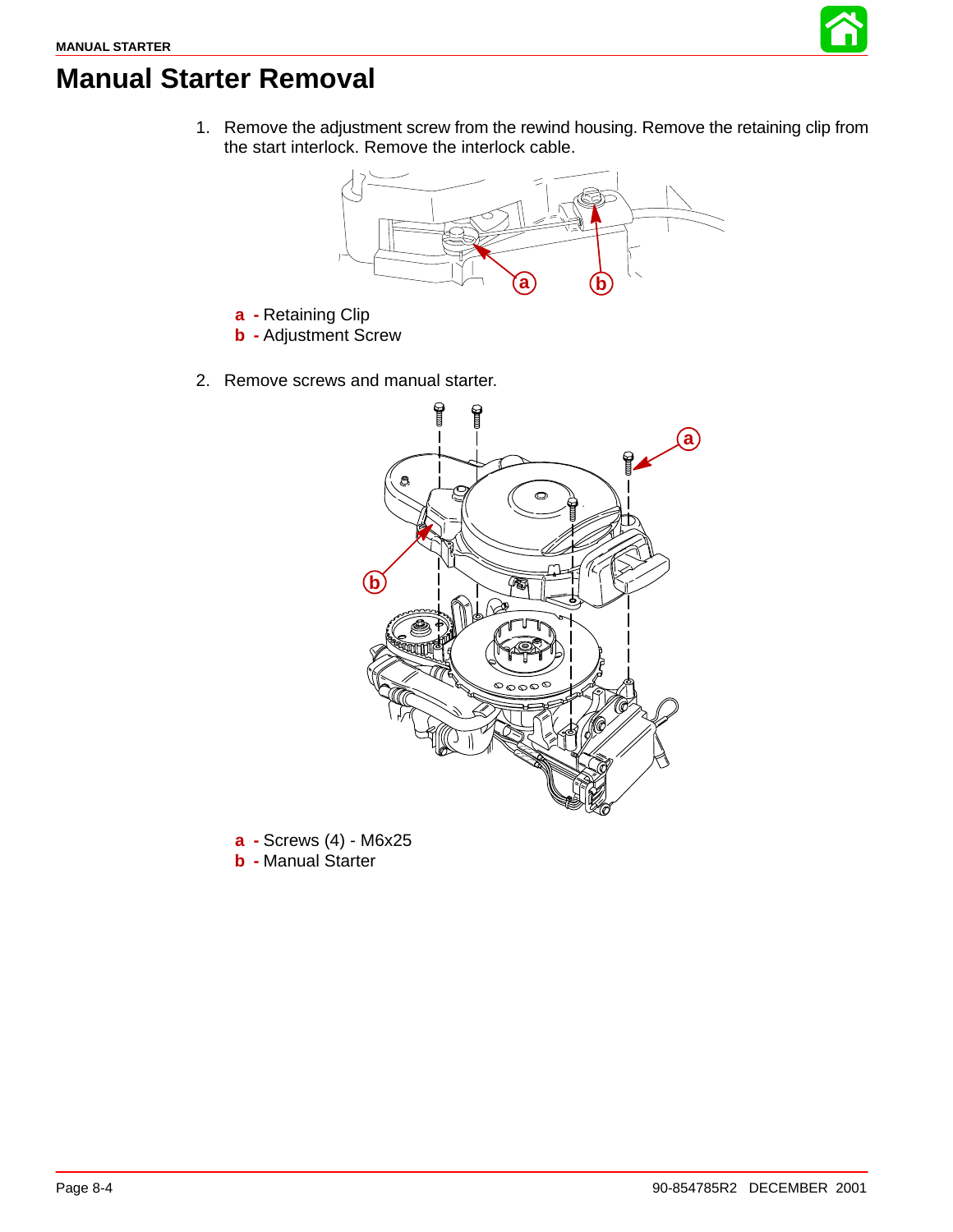# Manual Starter Removal

1. Remove the adjustment screw from the rewind housing. Remove the retaining clip from the start interlock. Remove the interlock cable.

**a** **-** Retaining Clip
**b** **-** Adjustment Screw

2. Remove screws and manual starter.

**a** **-** Screws (4) - M6x25
**b** **-** Manual Starter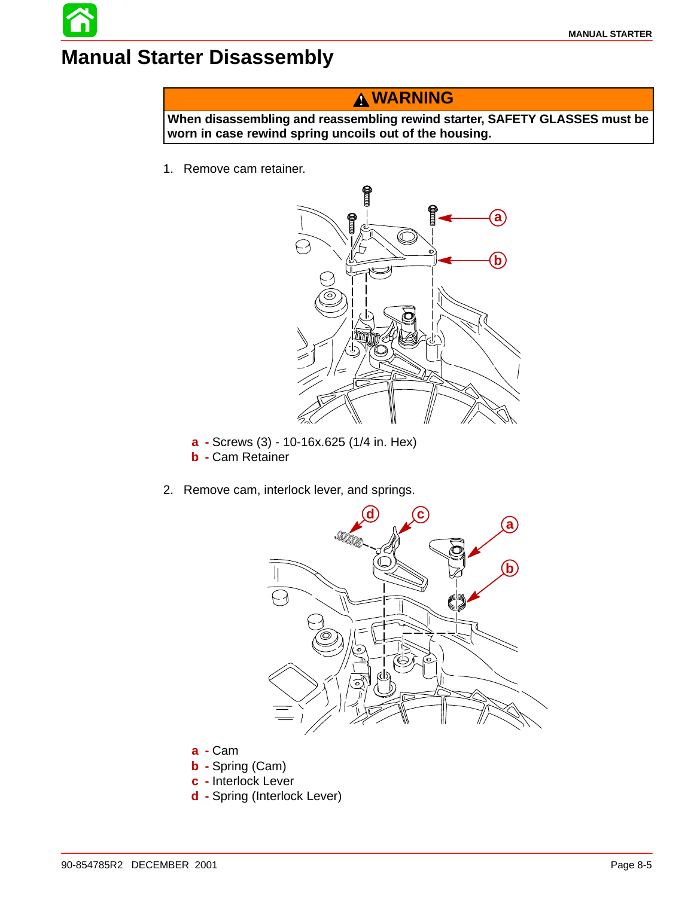# Manual Starter Disassembly

> **⚠ WARNING**
>
> **When disassembling and reassembling rewind starter, SAFETY GLASSES must be worn in case rewind spring uncoils out of the housing.**

1. Remove cam retainer.

**a** - Screws (3) - 10-16x.625 (1/4 in. Hex)
**b** - Cam Retainer

2. Remove cam, interlock lever, and springs.

**a** - Cam
**b** - Spring (Cam)
**c** - Interlock Lever
**d** - Spring (Interlock Lever)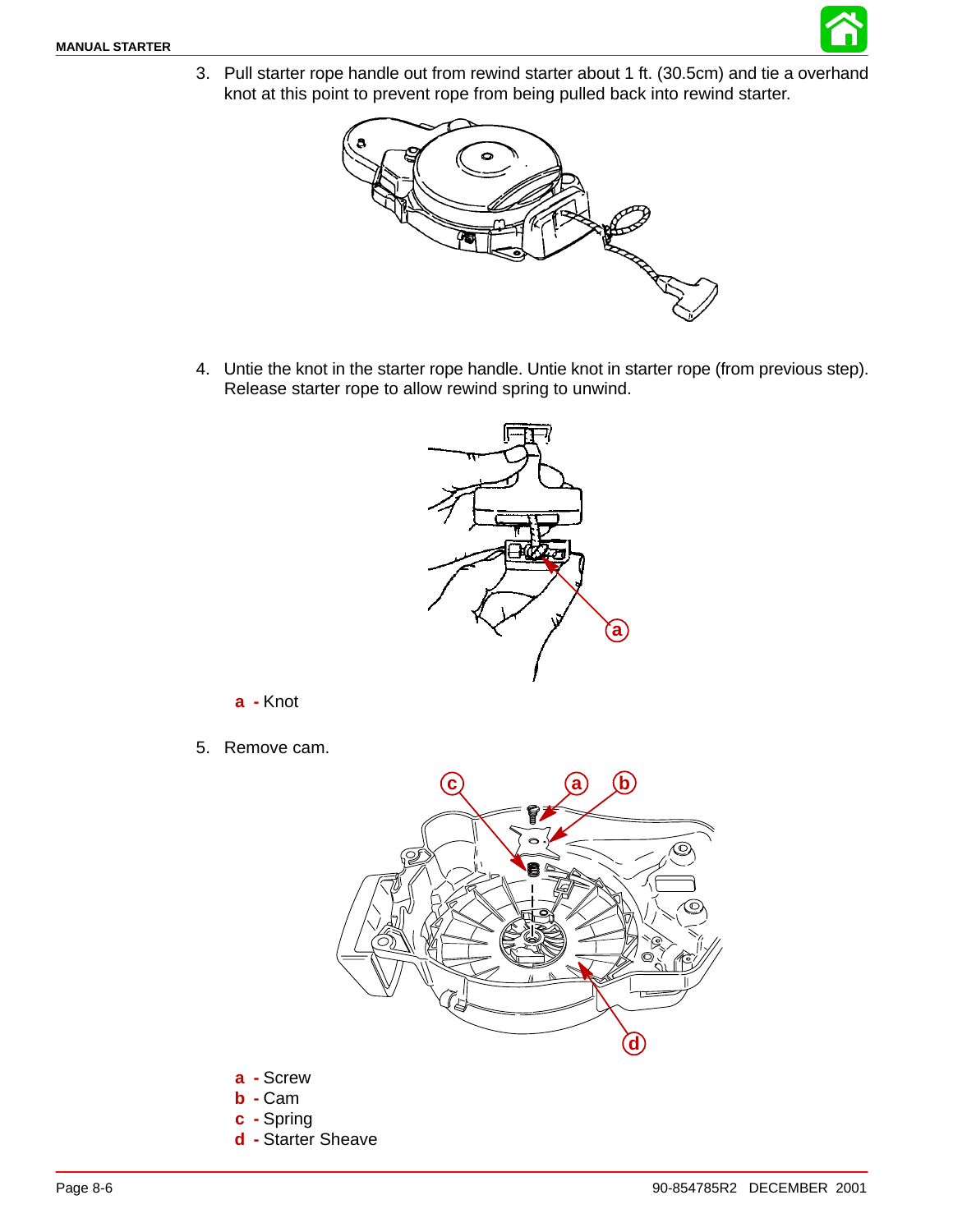3. Pull starter rope handle out from rewind starter about 1 ft. (30.5cm) and tie a overhand knot at this point to prevent rope from being pulled back into rewind starter.

4. Untie the knot in the starter rope handle. Untie knot in starter rope (from previous step). Release starter rope to allow rewind spring to unwind.

**a** **-** Knot

5. Remove cam.

**a** **-** Screw
**b** **-** Cam
**c** **-** Spring
**d** **-** Starter Sheave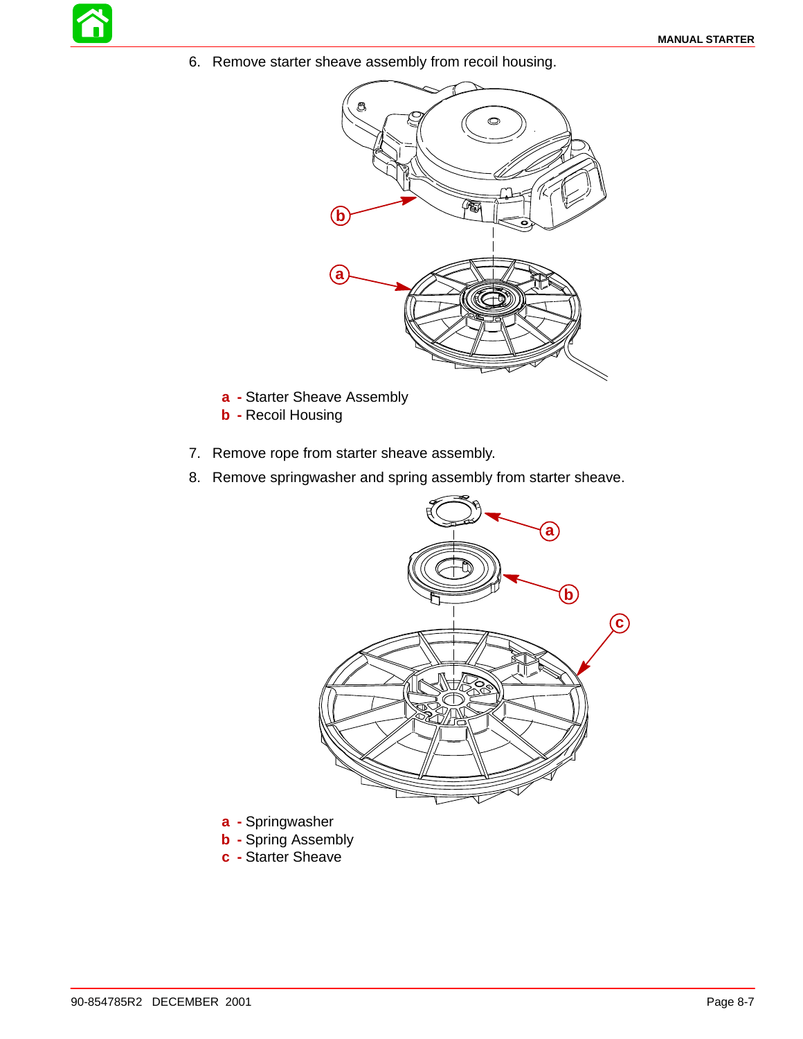6. Remove starter sheave assembly from recoil housing.

**a** - Starter Sheave Assembly
**b** - Recoil Housing

7. Remove rope from starter sheave assembly.
8. Remove springwasher and spring assembly from starter sheave.

**a** - Springwasher
**b** - Spring Assembly
**c** - Starter Sheave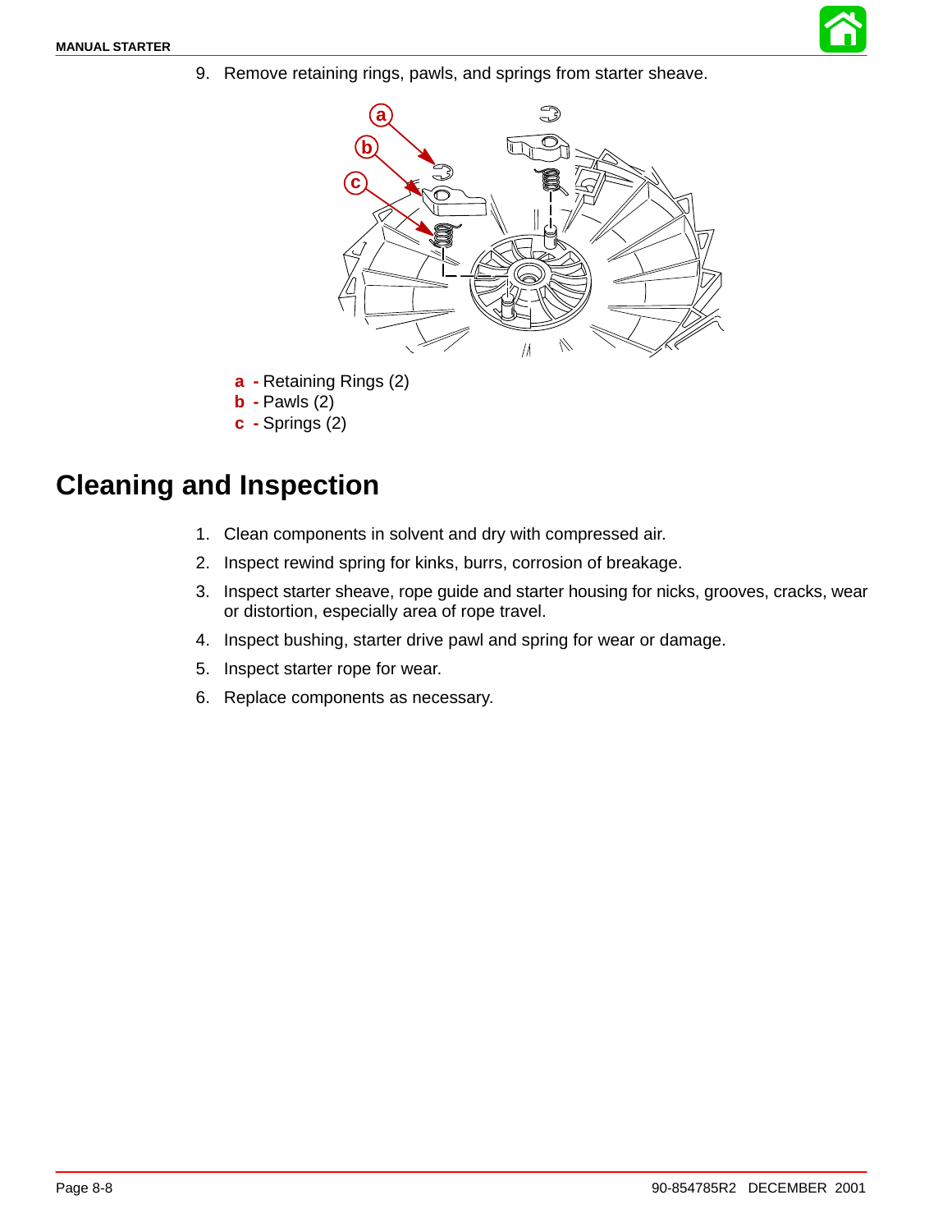9. Remove retaining rings, pawls, and springs from starter sheave.

**a** - Retaining Rings (2)
**b** - Pawls (2)
**c** - Springs (2)

# Cleaning and Inspection

1. Clean components in solvent and dry with compressed air.
2. Inspect rewind spring for kinks, burrs, corrosion of breakage.
3. Inspect starter sheave, rope guide and starter housing for nicks, grooves, cracks, wear or distortion, especially area of rope travel.
4. Inspect bushing, starter drive pawl and spring for wear or damage.
5. Inspect starter rope for wear.
6. Replace components as necessary.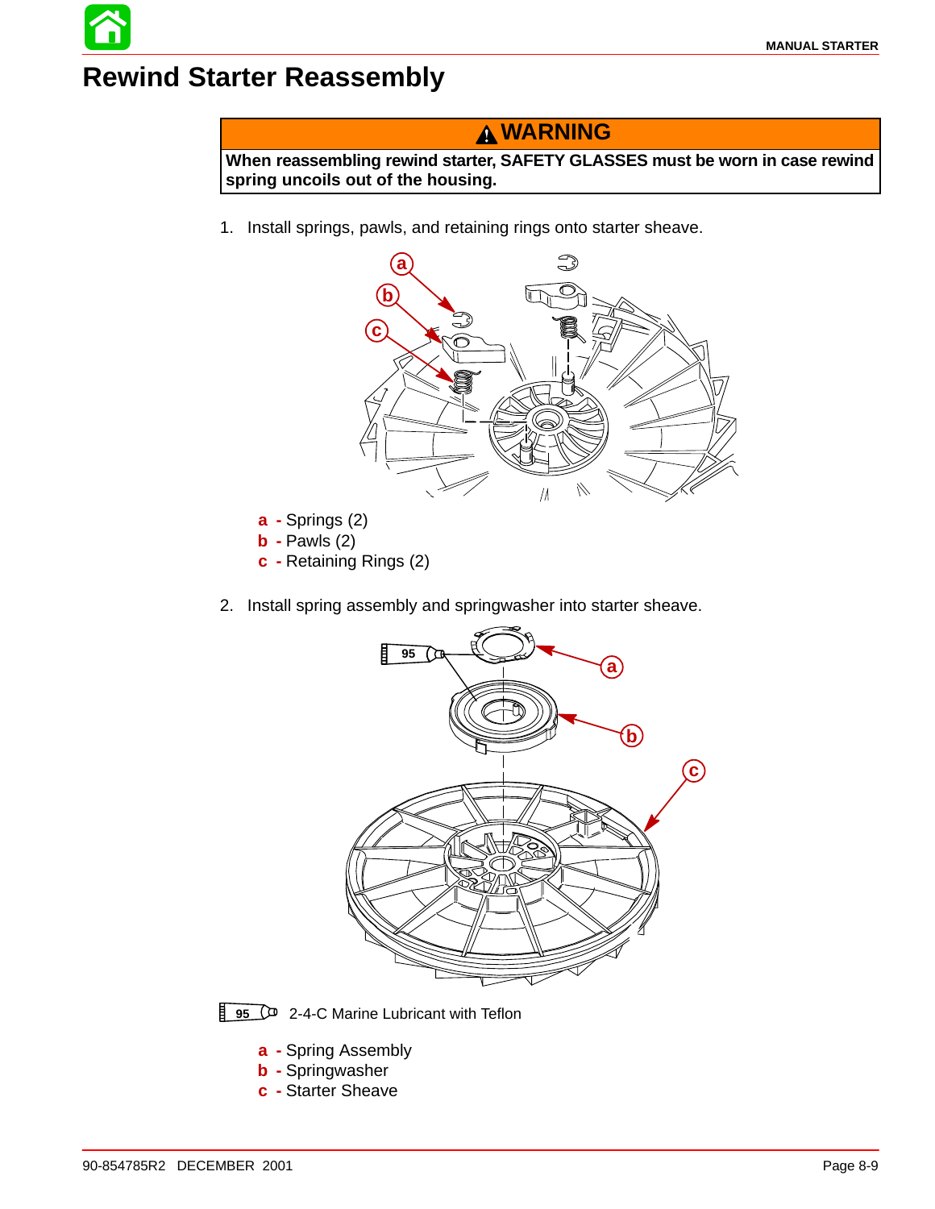# Rewind Starter Reassembly

> ⚠ **WARNING**
>
> **When reassembling rewind starter, SAFETY GLASSES must be worn in case rewind spring uncoils out of the housing.**

1. Install springs, pawls, and retaining rings onto starter sheave.

**a** - Springs (2)
**b** - Pawls (2)
**c** - Retaining Rings (2)

2. Install spring assembly and springwasher into starter sheave.

95 2-4-C Marine Lubricant with Teflon

**a** - Spring Assembly
**b** - Springwasher
**c** - Starter Sheave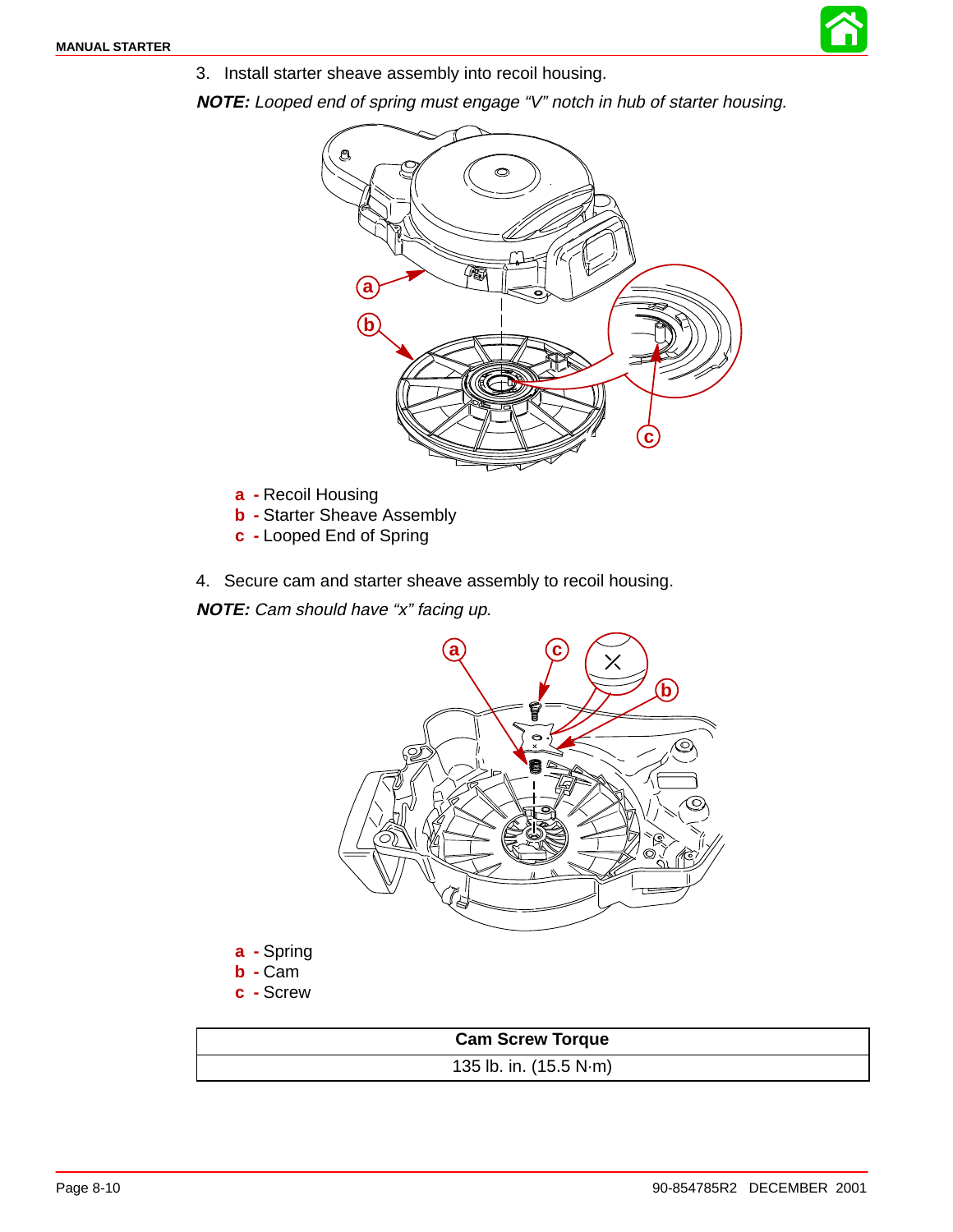3. Install starter sheave assembly into recoil housing.

***NOTE:*** *Looped end of spring must engage "V" notch in hub of starter housing.*

**a** - Recoil Housing
**b** - Starter Sheave Assembly
**c** - Looped End of Spring

4. Secure cam and starter sheave assembly to recoil housing.

***NOTE:*** *Cam should have "x" facing up.*

**a** - Spring
**b** - Cam
**c** - Screw

| Cam Screw Torque |
|---|
| 135 lb. in. (15.5 N·m) |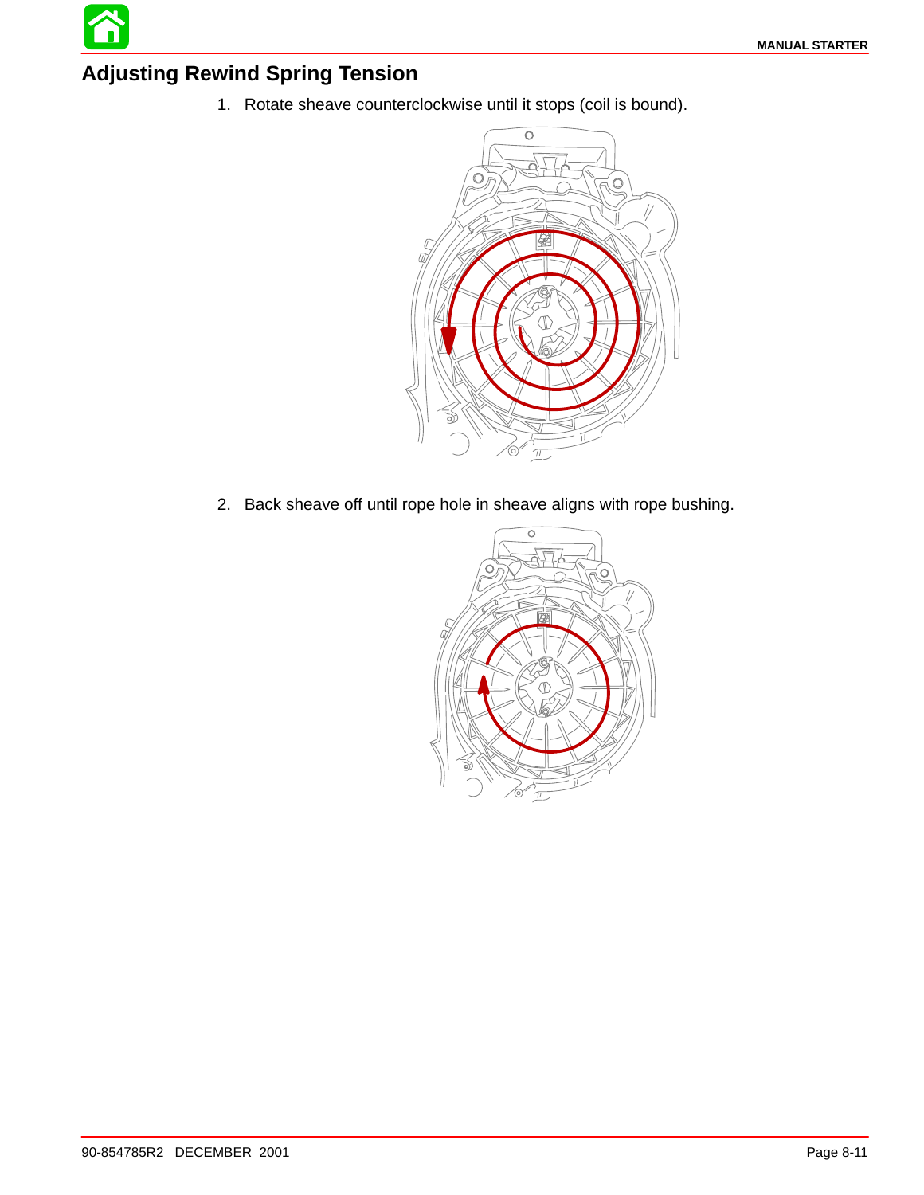## Adjusting Rewind Spring Tension

1. Rotate sheave counterclockwise until it stops (coil is bound).

2. Back sheave off until rope hole in sheave aligns with rope bushing.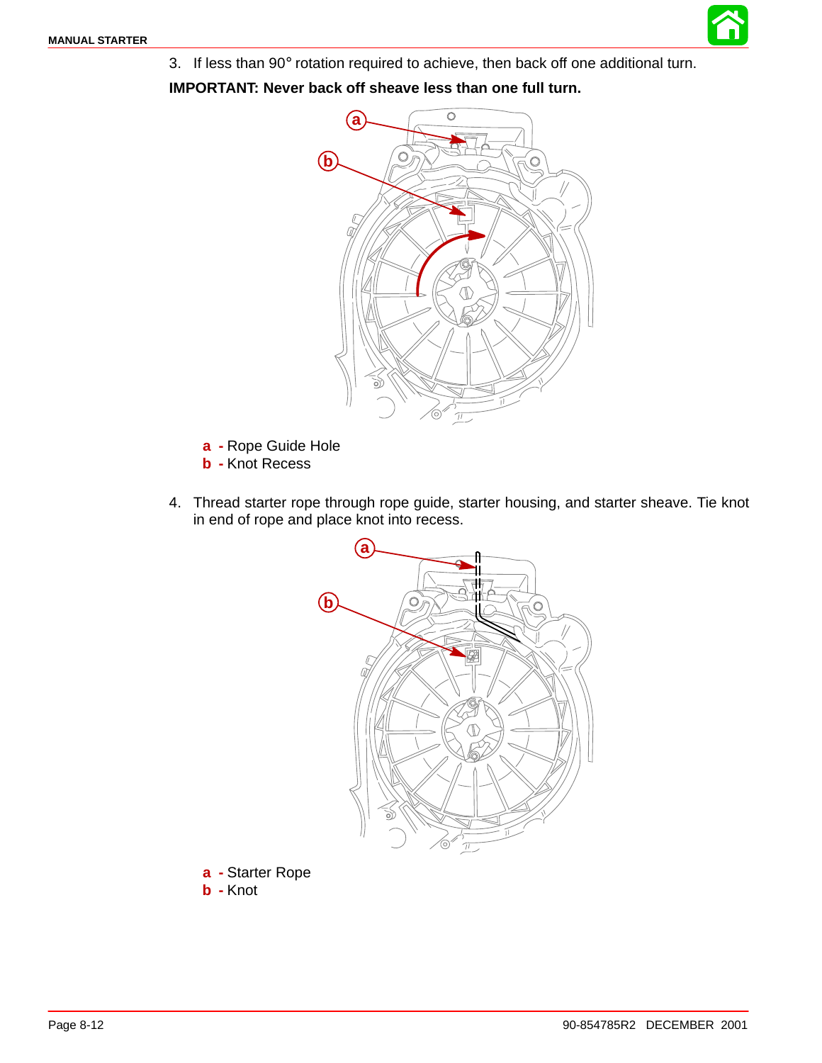3. If less than 90° rotation required to achieve, then back off one additional turn.

**IMPORTANT: Never back off sheave less than one full turn.**

**a** - Rope Guide Hole
**b** - Knot Recess

4. Thread starter rope through rope guide, starter housing, and starter sheave. Tie knot in end of rope and place knot into recess.

**a** - Starter Rope
**b** - Knot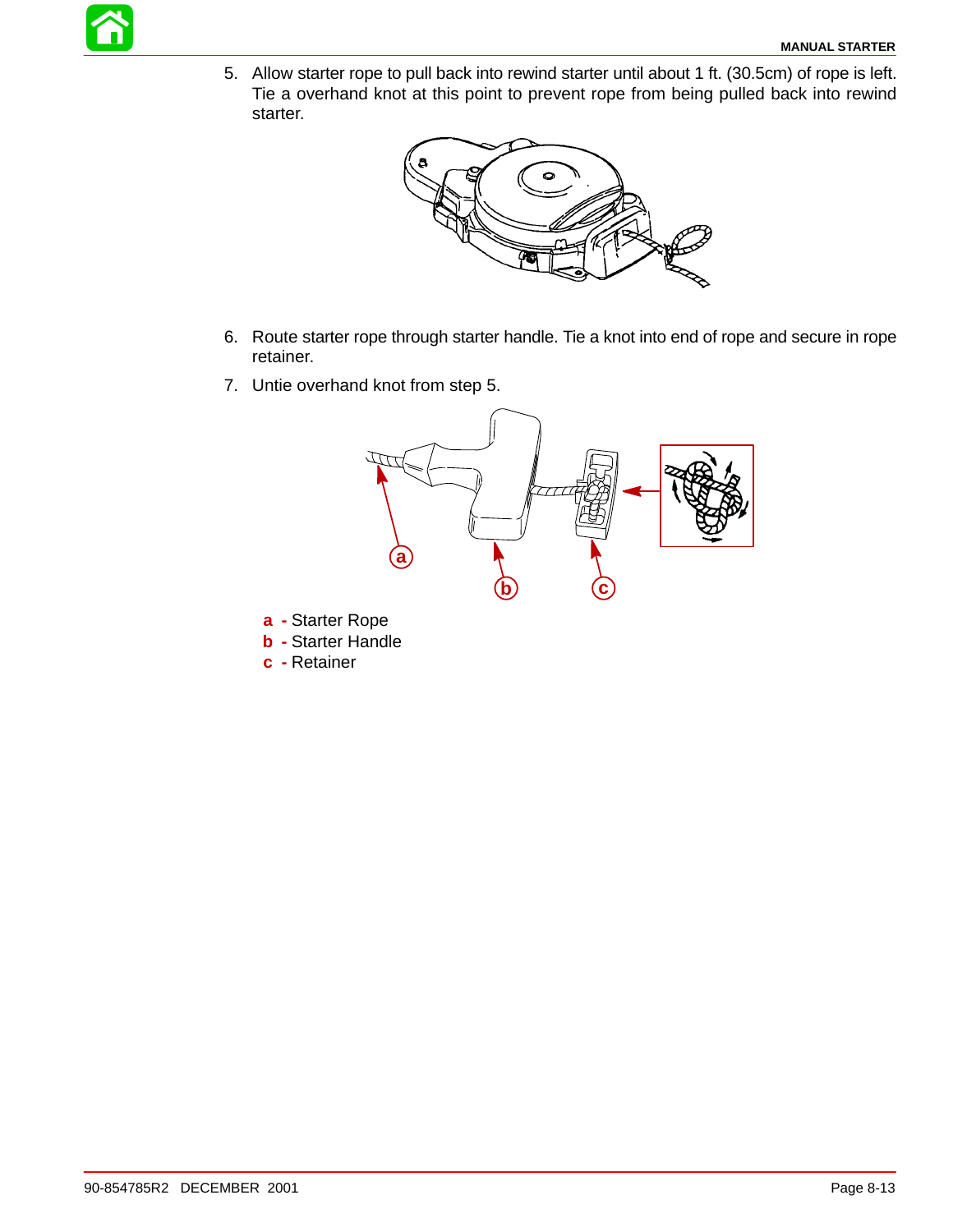5. Allow starter rope to pull back into rewind starter until about 1 ft. (30.5cm) of rope is left. Tie a overhand knot at this point to prevent rope from being pulled back into rewind starter.

6. Route starter rope through starter handle. Tie a knot into end of rope and secure in rope retainer.

7. Untie overhand knot from step 5.

**a** - Starter Rope
**b** - Starter Handle
**c** - Retainer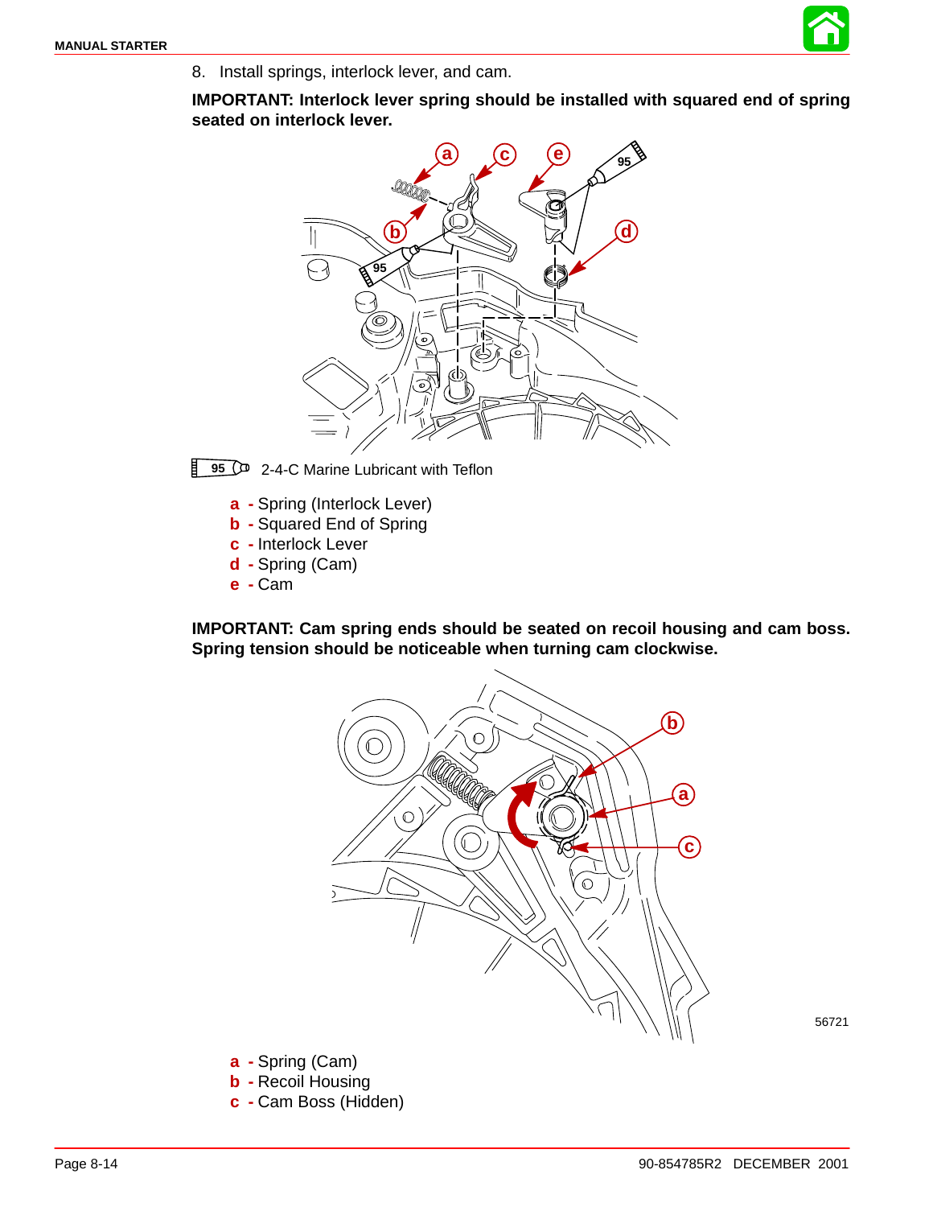8. Install springs, interlock lever, and cam.

**IMPORTANT: Interlock lever spring should be installed with squared end of spring seated on interlock lever.**

95 2-4-C Marine Lubricant with Teflon

**a** - Spring (Interlock Lever)
**b** - Squared End of Spring
**c** - Interlock Lever
**d** - Spring (Cam)
**e** - Cam

**IMPORTANT: Cam spring ends should be seated on recoil housing and cam boss. Spring tension should be noticeable when turning cam clockwise.**

56721

**a** - Spring (Cam)
**b** - Recoil Housing
**c** - Cam Boss (Hidden)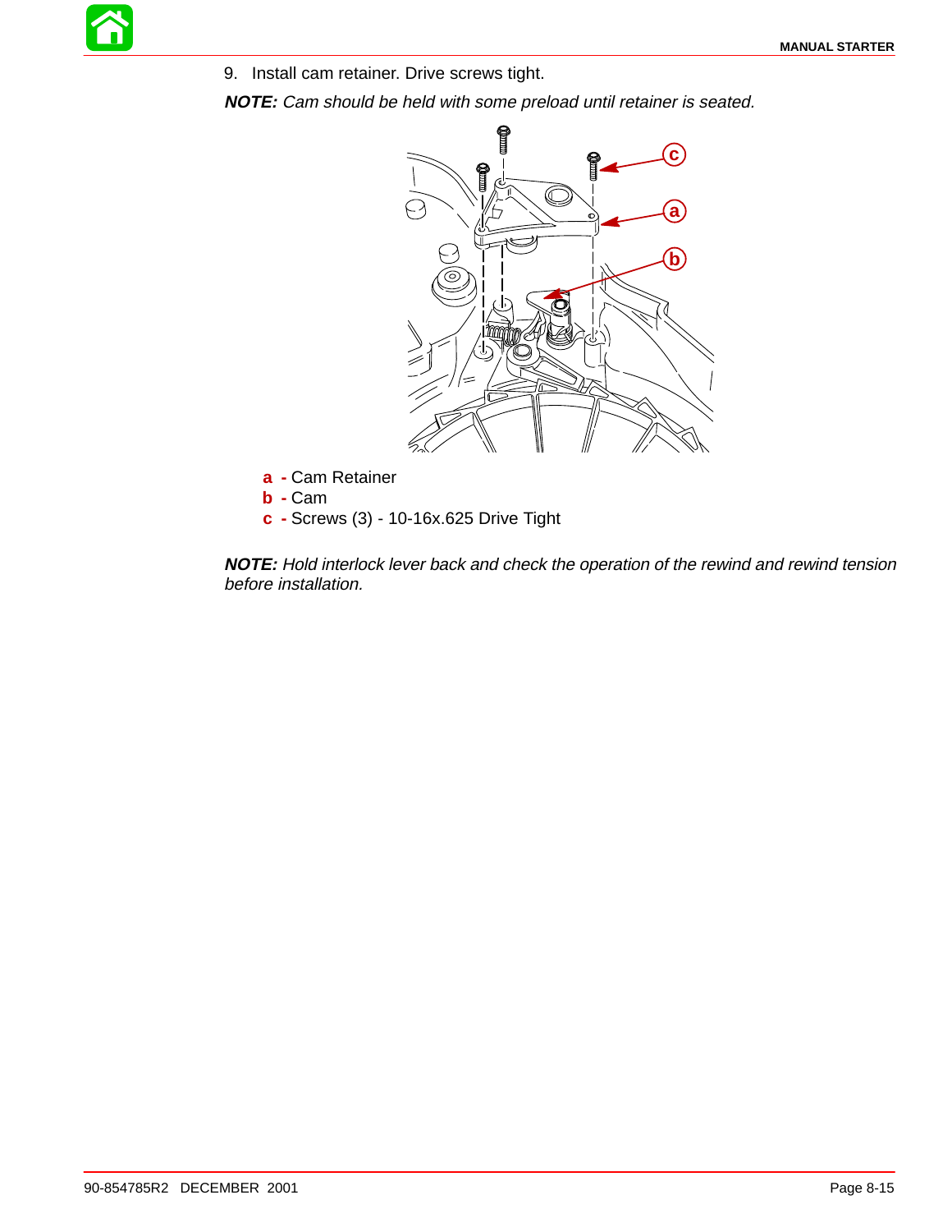9. Install cam retainer. Drive screws tight.

***NOTE:*** *Cam should be held with some preload until retainer is seated.*

**a** - Cam Retainer
**b** - Cam
**c** - Screws (3) - 10-16x.625 Drive Tight

***NOTE:*** *Hold interlock lever back and check the operation of the rewind and rewind tension before installation.*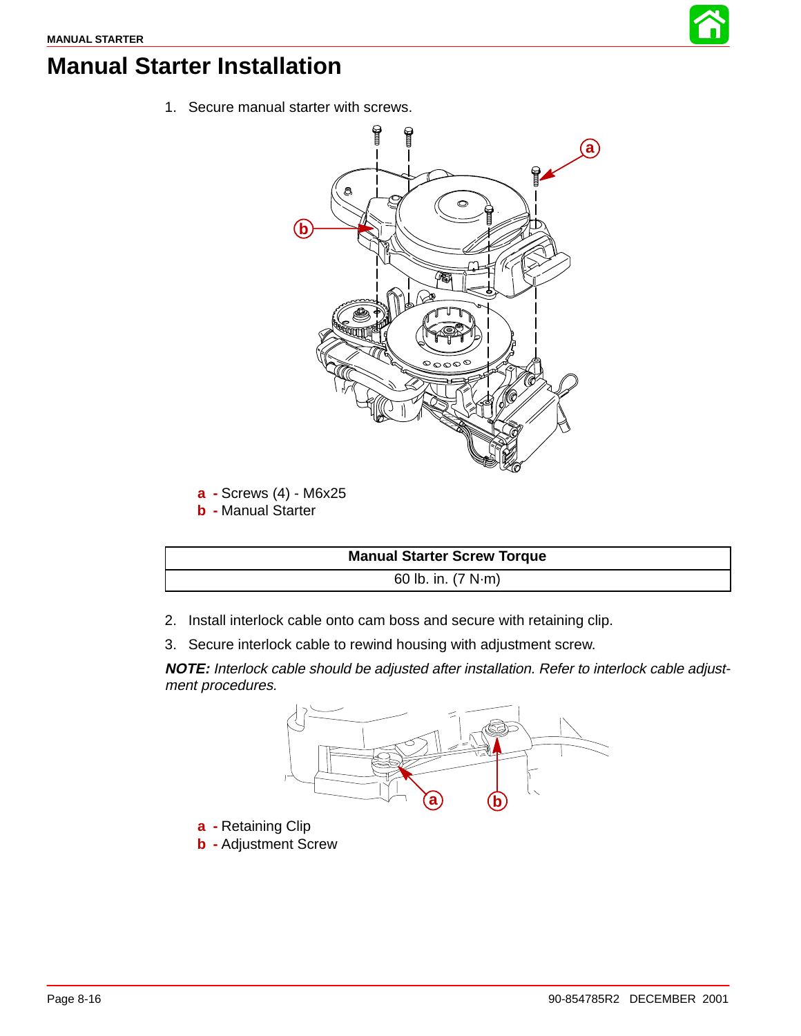# Manual Starter Installation

1. Secure manual starter with screws.

**a -** Screws (4) - M6x25
**b -** Manual Starter

| Manual Starter Screw Torque |
| --- |
| 60 lb. in. (7 N·m) |

2. Install interlock cable onto cam boss and secure with retaining clip.
3. Secure interlock cable to rewind housing with adjustment screw.

***NOTE:*** *Interlock cable should be adjusted after installation. Refer to interlock cable adjustment procedures.*

**a -** Retaining Clip
**b -** Adjustment Screw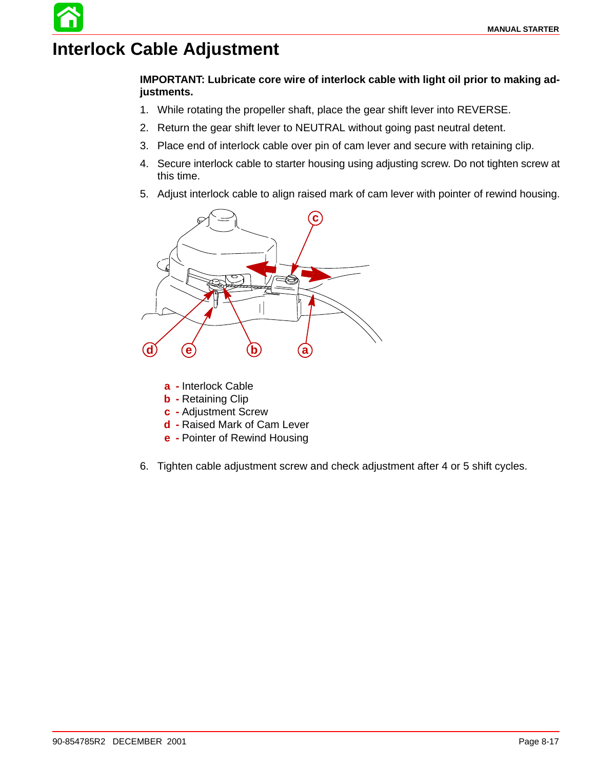# Interlock Cable Adjustment

**IMPORTANT: Lubricate core wire of interlock cable with light oil prior to making adjustments.**

1. While rotating the propeller shaft, place the gear shift lever into REVERSE.
2. Return the gear shift lever to NEUTRAL without going past neutral detent.
3. Place end of interlock cable over pin of cam lever and secure with retaining clip.
4. Secure interlock cable to starter housing using adjusting screw. Do not tighten screw at this time.
5. Adjust interlock cable to align raised mark of cam lever with pointer of rewind housing.

c

d e b a

**a** - Interlock Cable
**b** - Retaining Clip
**c** - Adjustment Screw
**d** - Raised Mark of Cam Lever
**e** - Pointer of Rewind Housing

6. Tighten cable adjustment screw and check adjustment after 4 or 5 shift cycles.